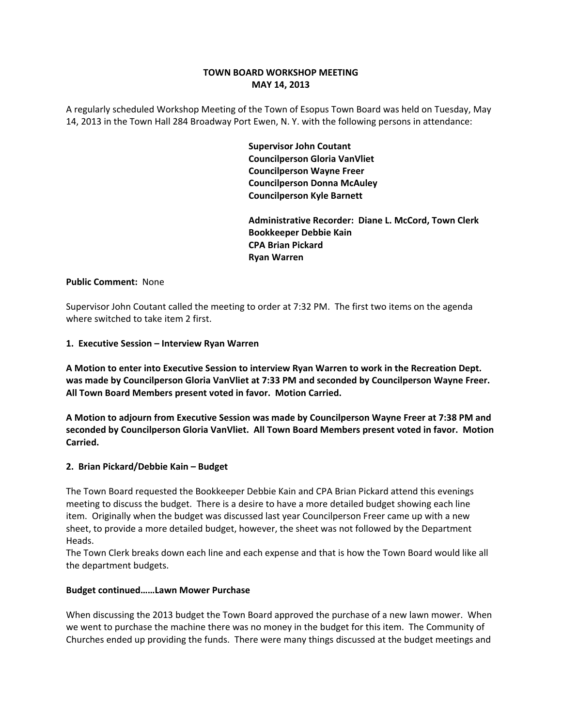**TOWN BOARD WORKSHOP MEETING**
**MAY 14, 2013**

A regularly scheduled Workshop Meeting of the Town of Esopus Town Board was held on Tuesday, May 14, 2013 in the Town Hall 284 Broadway Port Ewen, N. Y. with the following persons in attendance:

**Supervisor John Coutant**
**Councilperson Gloria VanVliet**
**Councilperson Wayne Freer**
**Councilperson Donna McAuley**
**Councilperson Kyle Barnett**

**Administrative Recorder: Diane L. McCord, Town Clerk**
**Bookkeeper Debbie Kain**
**CPA Brian Pickard**
**Ryan Warren**

**Public Comment:** None

Supervisor John Coutant called the meeting to order at 7:32 PM. The first two items on the agenda where switched to take item 2 first.

**1. Executive Session – Interview Ryan Warren**

**A Motion to enter into Executive Session to interview Ryan Warren to work in the Recreation Dept. was made by Councilperson Gloria VanVliet at 7:33 PM and seconded by Councilperson Wayne Freer. All Town Board Members present voted in favor. Motion Carried.**

**A Motion to adjourn from Executive Session was made by Councilperson Wayne Freer at 7:38 PM and seconded by Councilperson Gloria VanVliet. All Town Board Members present voted in favor. Motion Carried.**

**2. Brian Pickard/Debbie Kain – Budget**

The Town Board requested the Bookkeeper Debbie Kain and CPA Brian Pickard attend this evenings meeting to discuss the budget. There is a desire to have a more detailed budget showing each line item. Originally when the budget was discussed last year Councilperson Freer came up with a new sheet, to provide a more detailed budget, however, the sheet was not followed by the Department Heads.

The Town Clerk breaks down each line and each expense and that is how the Town Board would like all the department budgets.

**Budget continued……Lawn Mower Purchase**

When discussing the 2013 budget the Town Board approved the purchase of a new lawn mower. When we went to purchase the machine there was no money in the budget for this item. The Community of Churches ended up providing the funds. There were many things discussed at the budget meetings and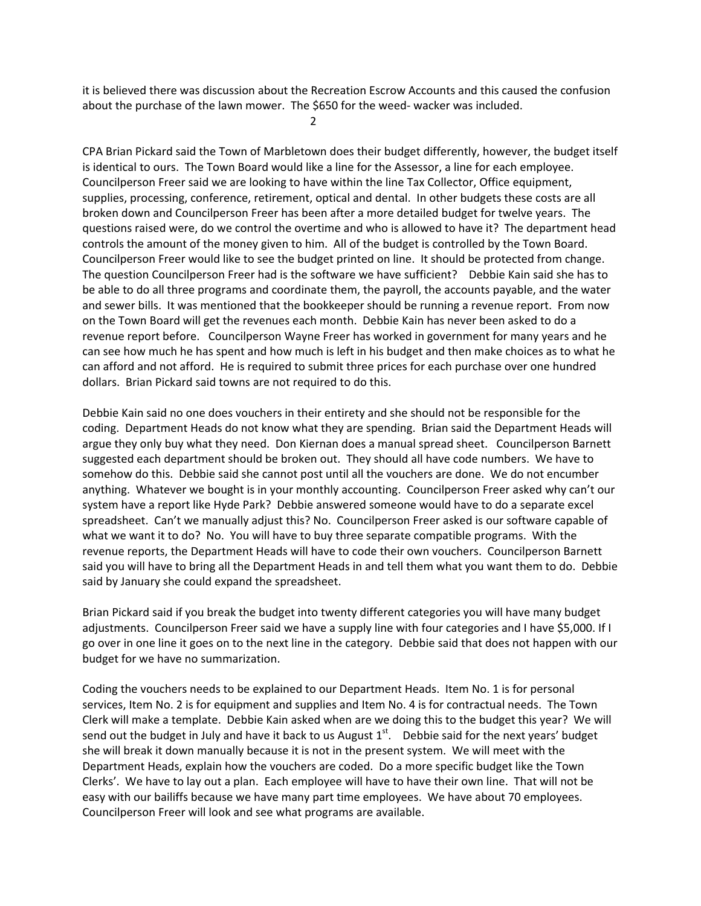it is believed there was discussion about the Recreation Escrow Accounts and this caused the confusion about the purchase of the lawn mower. The $650 for the weed- wacker was included.

CPA Brian Pickard said the Town of Marbletown does their budget differently, however, the budget itself is identical to ours. The Town Board would like a line for the Assessor, a line for each employee. Councilperson Freer said we are looking to have within the line Tax Collector, Office equipment, supplies, processing, conference, retirement, optical and dental. In other budgets these costs are all broken down and Councilperson Freer has been after a more detailed budget for twelve years. The questions raised were, do we control the overtime and who is allowed to have it? The department head controls the amount of the money given to him. All of the budget is controlled by the Town Board. Councilperson Freer would like to see the budget printed on line. It should be protected from change. The question Councilperson Freer had is the software we have sufficient? Debbie Kain said she has to be able to do all three programs and coordinate them, the payroll, the accounts payable, and the water and sewer bills. It was mentioned that the bookkeeper should be running a revenue report. From now on the Town Board will get the revenues each month. Debbie Kain has never been asked to do a revenue report before. Councilperson Wayne Freer has worked in government for many years and he can see how much he has spent and how much is left in his budget and then make choices as to what he can afford and not afford. He is required to submit three prices for each purchase over one hundred dollars. Brian Pickard said towns are not required to do this.

Debbie Kain said no one does vouchers in their entirety and she should not be responsible for the coding. Department Heads do not know what they are spending. Brian said the Department Heads will argue they only buy what they need. Don Kiernan does a manual spread sheet. Councilperson Barnett suggested each department should be broken out. They should all have code numbers. We have to somehow do this. Debbie said she cannot post until all the vouchers are done. We do not encumber anything. Whatever we bought is in your monthly accounting. Councilperson Freer asked why can't our system have a report like Hyde Park? Debbie answered someone would have to do a separate excel spreadsheet. Can't we manually adjust this? No. Councilperson Freer asked is our software capable of what we want it to do? No. You will have to buy three separate compatible programs. With the revenue reports, the Department Heads will have to code their own vouchers. Councilperson Barnett said you will have to bring all the Department Heads in and tell them what you want them to do. Debbie said by January she could expand the spreadsheet.

Brian Pickard said if you break the budget into twenty different categories you will have many budget adjustments. Councilperson Freer said we have a supply line with four categories and I have $5,000. If I go over in one line it goes on to the next line in the category. Debbie said that does not happen with our budget for we have no summarization.

Coding the vouchers needs to be explained to our Department Heads. Item No. 1 is for personal services, Item No. 2 is for equipment and supplies and Item No. 4 is for contractual needs. The Town Clerk will make a template. Debbie Kain asked when are we doing this to the budget this year? We will send out the budget in July and have it back to us August 1st. Debbie said for the next years' budget she will break it down manually because it is not in the present system. We will meet with the Department Heads, explain how the vouchers are coded. Do a more specific budget like the Town Clerks'. We have to lay out a plan. Each employee will have to have their own line. That will not be easy with our bailiffs because we have many part time employees. We have about 70 employees. Councilperson Freer will look and see what programs are available.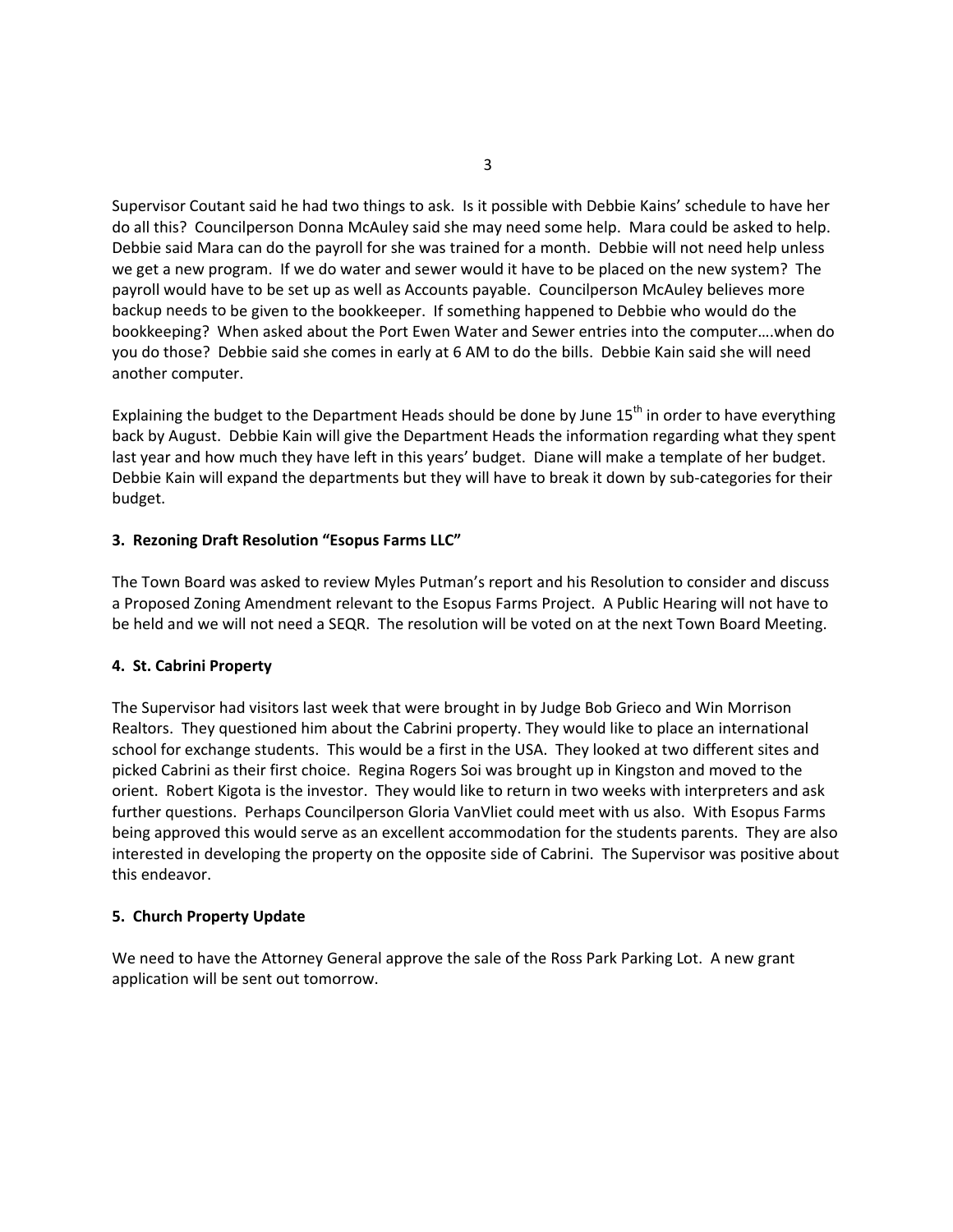Supervisor Coutant said he had two things to ask. Is it possible with Debbie Kains' schedule to have her do all this? Councilperson Donna McAuley said she may need some help. Mara could be asked to help. Debbie said Mara can do the payroll for she was trained for a month. Debbie will not need help unless we get a new program. If we do water and sewer would it have to be placed on the new system? The payroll would have to be set up as well as Accounts payable. Councilperson McAuley believes more backup needs to be given to the bookkeeper. If something happened to Debbie who would do the bookkeeping? When asked about the Port Ewen Water and Sewer entries into the computer….when do you do those? Debbie said she comes in early at 6 AM to do the bills. Debbie Kain said she will need another computer.

Explaining the budget to the Department Heads should be done by June 15th in order to have everything back by August. Debbie Kain will give the Department Heads the information regarding what they spent last year and how much they have left in this years' budget. Diane will make a template of her budget. Debbie Kain will expand the departments but they will have to break it down by sub-categories for their budget.

**3. Rezoning Draft Resolution "Esopus Farms LLC"**

The Town Board was asked to review Myles Putman's report and his Resolution to consider and discuss a Proposed Zoning Amendment relevant to the Esopus Farms Project. A Public Hearing will not have to be held and we will not need a SEQR. The resolution will be voted on at the next Town Board Meeting.

**4. St. Cabrini Property**

The Supervisor had visitors last week that were brought in by Judge Bob Grieco and Win Morrison Realtors. They questioned him about the Cabrini property. They would like to place an international school for exchange students. This would be a first in the USA. They looked at two different sites and picked Cabrini as their first choice. Regina Rogers Soi was brought up in Kingston and moved to the orient. Robert Kigota is the investor. They would like to return in two weeks with interpreters and ask further questions. Perhaps Councilperson Gloria VanVliet could meet with us also. With Esopus Farms being approved this would serve as an excellent accommodation for the students parents. They are also interested in developing the property on the opposite side of Cabrini. The Supervisor was positive about this endeavor.

**5. Church Property Update**

We need to have the Attorney General approve the sale of the Ross Park Parking Lot. A new grant application will be sent out tomorrow.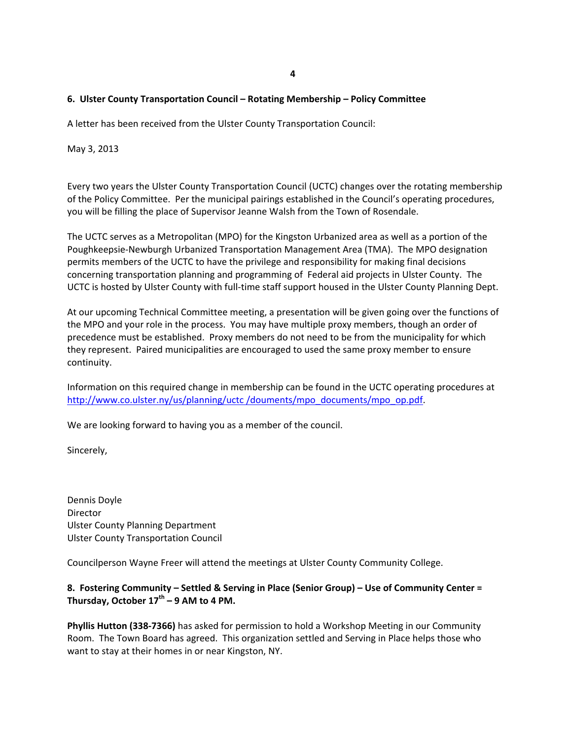**6. Ulster County Transportation Council – Rotating Membership – Policy Committee**

A letter has been received from the Ulster County Transportation Council:

May 3, 2013

Every two years the Ulster County Transportation Council (UCTC) changes over the rotating membership of the Policy Committee. Per the municipal pairings established in the Council's operating procedures, you will be filling the place of Supervisor Jeanne Walsh from the Town of Rosendale.

The UCTC serves as a Metropolitan (MPO) for the Kingston Urbanized area as well as a portion of the Poughkeepsie-Newburgh Urbanized Transportation Management Area (TMA). The MPO designation permits members of the UCTC to have the privilege and responsibility for making final decisions concerning transportation planning and programming of Federal aid projects in Ulster County. The UCTC is hosted by Ulster County with full-time staff support housed in the Ulster County Planning Dept.

At our upcoming Technical Committee meeting, a presentation will be given going over the functions of the MPO and your role in the process. You may have multiple proxy members, though an order of precedence must be established. Proxy members do not need to be from the municipality for which they represent. Paired municipalities are encouraged to used the same proxy member to ensure continuity.

Information on this required change in membership can be found in the UCTC operating procedures at http://www.co.ulster.ny/us/planning/uctc /douments/mpo_documents/mpo_op.pdf.

We are looking forward to having you as a member of the council.

Sincerely,

Dennis Doyle
Director
Ulster County Planning Department
Ulster County Transportation Council

Councilperson Wayne Freer will attend the meetings at Ulster County Community College.

**8. Fostering Community – Settled & Serving in Place (Senior Group) – Use of Community Center = Thursday, October 17th – 9 AM to 4 PM.**

**Phyllis Hutton (338-7366)** has asked for permission to hold a Workshop Meeting in our Community Room. The Town Board has agreed. This organization settled and Serving in Place helps those who want to stay at their homes in or near Kingston, NY.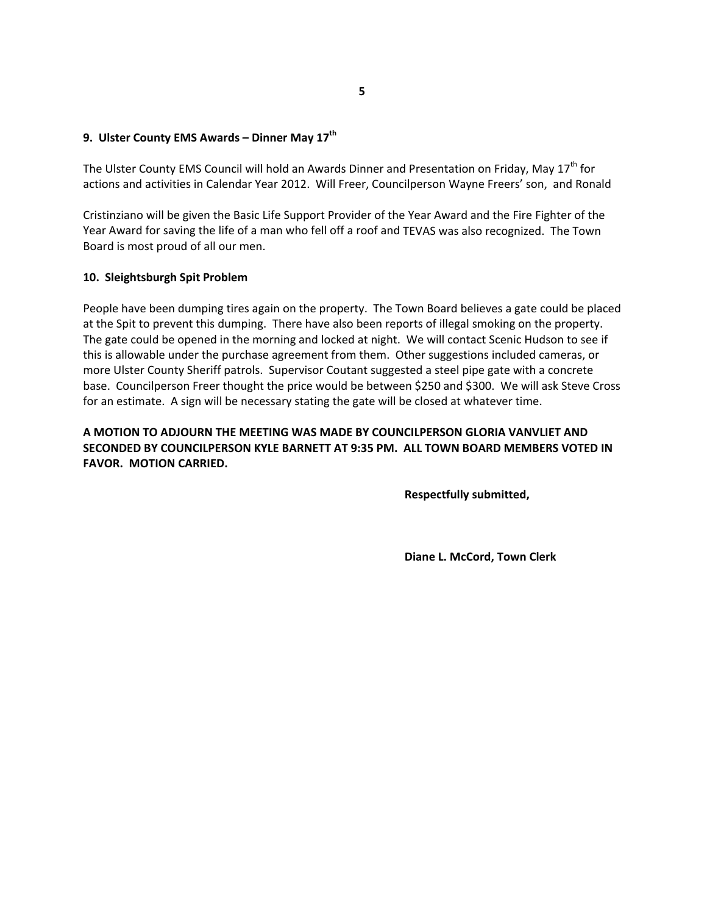**9. Ulster County EMS Awards – Dinner May 17th**

The Ulster County EMS Council will hold an Awards Dinner and Presentation on Friday, May 17th for actions and activities in Calendar Year 2012. Will Freer, Councilperson Wayne Freers' son, and Ronald

Cristinziano will be given the Basic Life Support Provider of the Year Award and the Fire Fighter of the Year Award for saving the life of a man who fell off a roof and TEVAS was also recognized. The Town Board is most proud of all our men.

**10. Sleightsburgh Spit Problem**

People have been dumping tires again on the property. The Town Board believes a gate could be placed at the Spit to prevent this dumping. There have also been reports of illegal smoking on the property. The gate could be opened in the morning and locked at night. We will contact Scenic Hudson to see if this is allowable under the purchase agreement from them. Other suggestions included cameras, or more Ulster County Sheriff patrols. Supervisor Coutant suggested a steel pipe gate with a concrete base. Councilperson Freer thought the price would be between $250 and $300. We will ask Steve Cross for an estimate. A sign will be necessary stating the gate will be closed at whatever time.

**A MOTION TO ADJOURN THE MEETING WAS MADE BY COUNCILPERSON GLORIA VANVLIET AND SECONDED BY COUNCILPERSON KYLE BARNETT AT 9:35 PM. ALL TOWN BOARD MEMBERS VOTED IN FAVOR. MOTION CARRIED.**

**Respectfully submitted,**

**Diane L. McCord, Town Clerk**